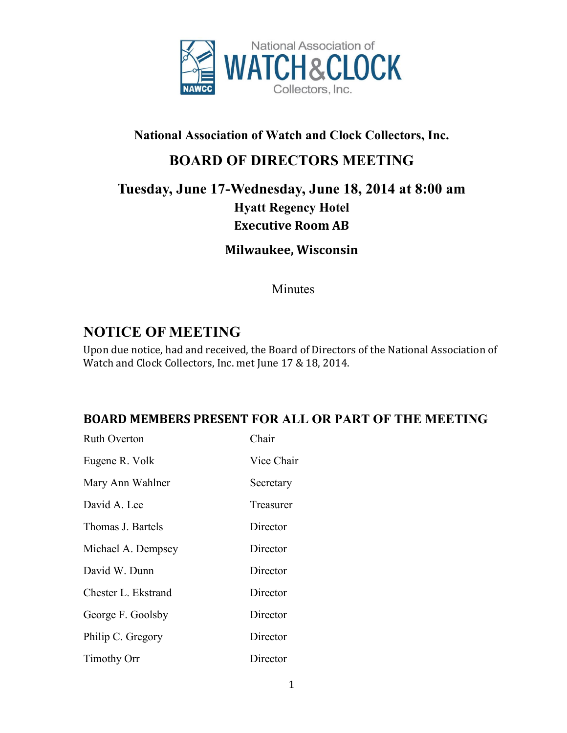National Association of Watch and Clock Collectors, Inc.

# BOARD OF DIRECTORS MEETING

## Tuesday, June 17-Wednesday, June 18, 2014 at 8:00 am

**Hyatt Regency Hotel**

**Executive Room AB**

**Milwaukee, Wisconsin**

Minutes

## NOTICE OF MEETING

Upon due notice, had and received, the Board of Directors of the National Association of Watch and Clock Collectors, Inc. met June 17 & 18, 2014.

### BOARD MEMBERS PRESENT FOR ALL OR PART OF THE MEETING

| | |
|---|---|
| Ruth Overton | Chair |
| Eugene R. Volk | Vice Chair |
| Mary Ann Wahlner | Secretary |
| David A. Lee | Treasurer |
| Thomas J. Bartels | Director |
| Michael A. Dempsey | Director |
| David W. Dunn | Director |
| Chester L. Ekstrand | Director |
| George F. Goolsby | Director |
| Philip C. Gregory | Director |
| Timothy Orr | Director |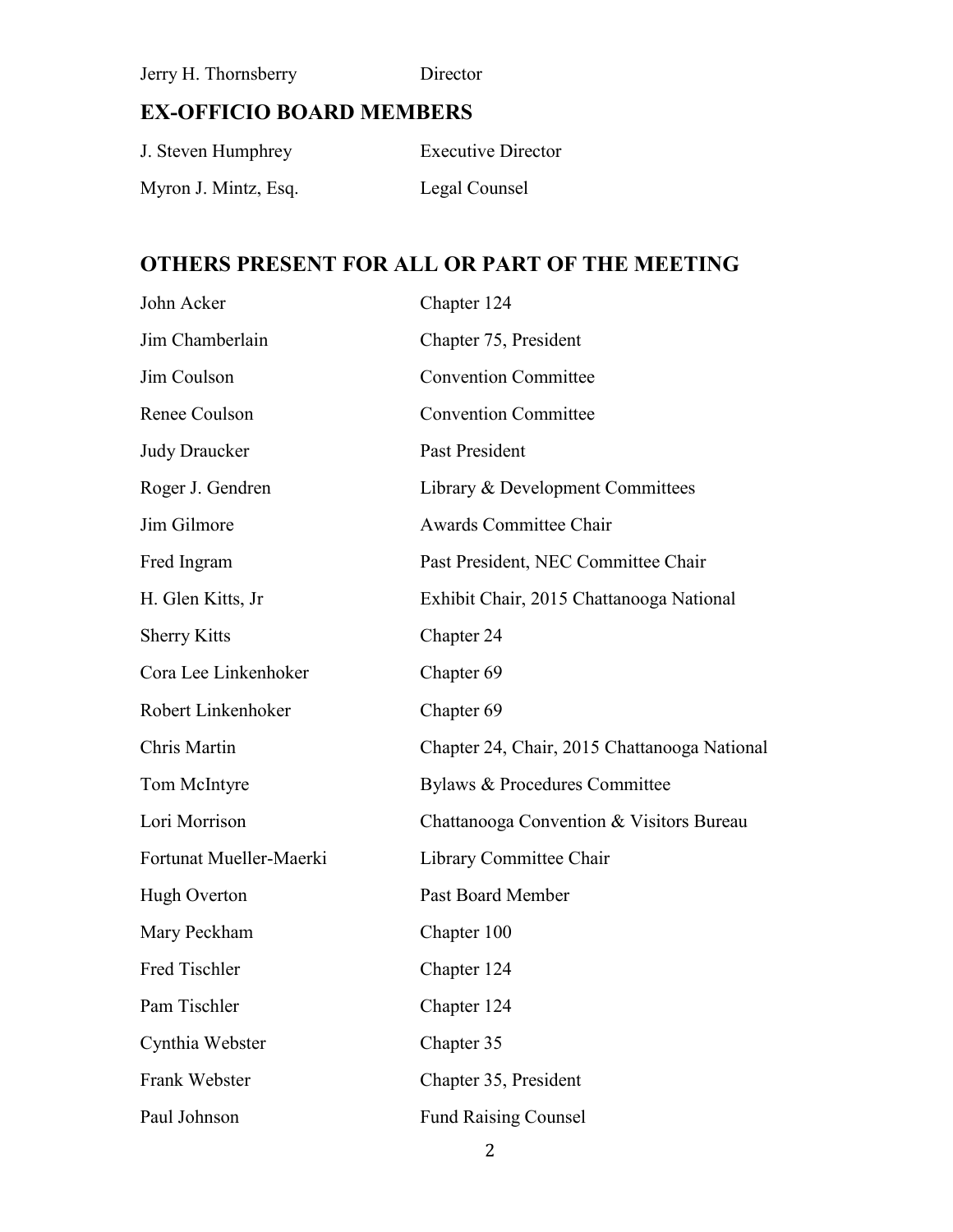| | |
|---|---|
| Jerry H. Thornsberry | Director |

## EX-OFFICIO BOARD MEMBERS

| | |
|---|---|
| J. Steven Humphrey | Executive Director |
| Myron J. Mintz, Esq. | Legal Counsel |

## OTHERS PRESENT FOR ALL OR PART OF THE MEETING

| | |
|---|---|
| John Acker | Chapter 124 |
| Jim Chamberlain | Chapter 75, President |
| Jim Coulson | Convention Committee |
| Renee Coulson | Convention Committee |
| Judy Draucker | Past President |
| Roger J. Gendren | Library & Development Committees |
| Jim Gilmore | Awards Committee Chair |
| Fred Ingram | Past President, NEC Committee Chair |
| H. Glen Kitts, Jr | Exhibit Chair, 2015 Chattanooga National |
| Sherry Kitts | Chapter 24 |
| Cora Lee Linkenhoker | Chapter 69 |
| Robert Linkenhoker | Chapter 69 |
| Chris Martin | Chapter 24, Chair, 2015 Chattanooga National |
| Tom McIntyre | Bylaws & Procedures Committee |
| Lori Morrison | Chattanooga Convention & Visitors Bureau |
| Fortunat Mueller-Maerki | Library Committee Chair |
| Hugh Overton | Past Board Member |
| Mary Peckham | Chapter 100 |
| Fred Tischler | Chapter 124 |
| Pam Tischler | Chapter 124 |
| Cynthia Webster | Chapter 35 |
| Frank Webster | Chapter 35, President |
| Paul Johnson | Fund Raising Counsel |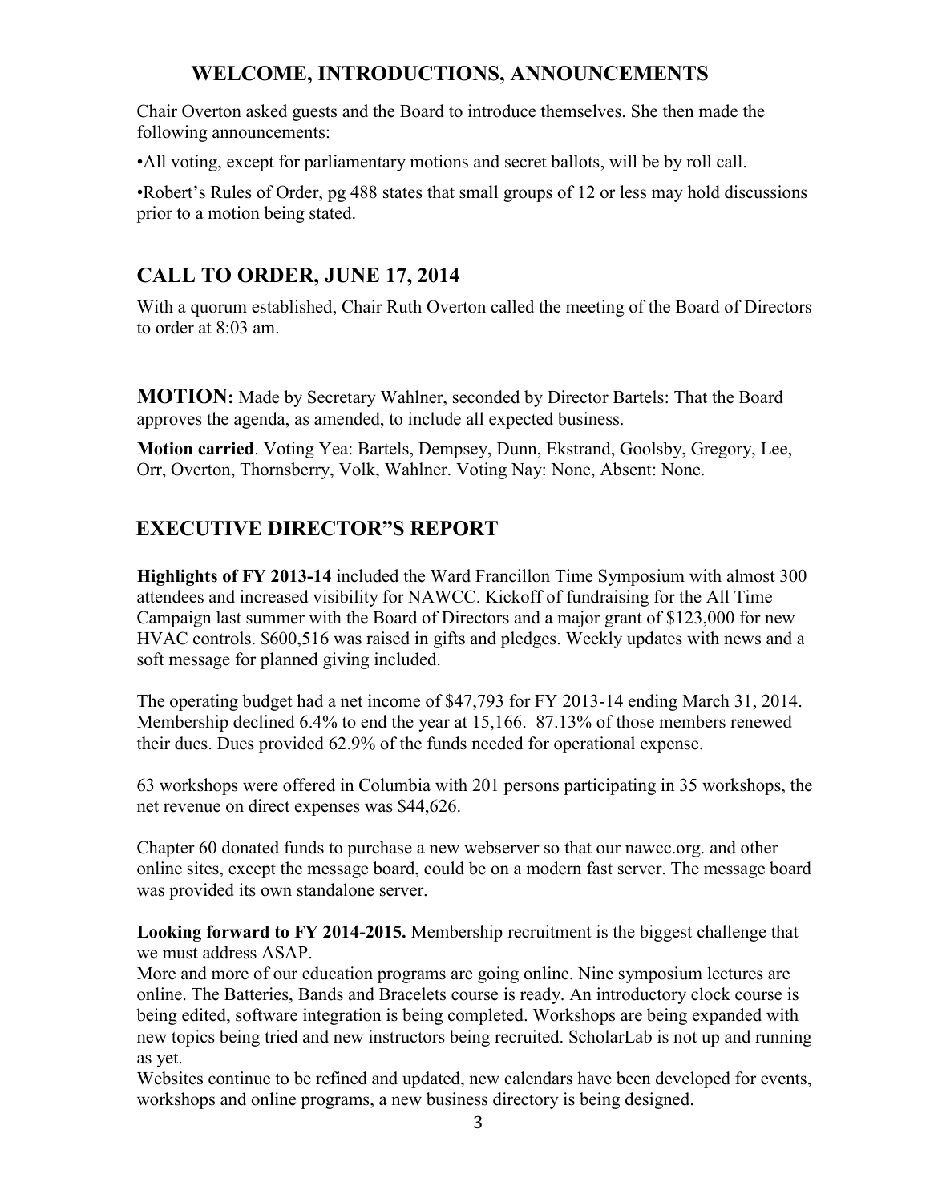## WELCOME, INTRODUCTIONS, ANNOUNCEMENTS

Chair Overton asked guests and the Board to introduce themselves. She then made the following announcements:

•All voting, except for parliamentary motions and secret ballots, will be by roll call.

•Robert's Rules of Order, pg 488 states that small groups of 12 or less may hold discussions prior to a motion being stated.

## CALL TO ORDER, JUNE 17, 2014

With a quorum established, Chair Ruth Overton called the meeting of the Board of Directors to order at 8:03 am.

**MOTION:** Made by Secretary Wahlner, seconded by Director Bartels: That the Board approves the agenda, as amended, to include all expected business.

**Motion carried**. Voting Yea: Bartels, Dempsey, Dunn, Ekstrand, Goolsby, Gregory, Lee, Orr, Overton, Thornsberry, Volk, Wahlner. Voting Nay: None, Absent: None.

## EXECUTIVE DIRECTOR"S REPORT

**Highlights of FY 2013-14** included the Ward Francillon Time Symposium with almost 300 attendees and increased visibility for NAWCC. Kickoff of fundraising for the All Time Campaign last summer with the Board of Directors and a major grant of $123,000 for new HVAC controls. $600,516 was raised in gifts and pledges. Weekly updates with news and a soft message for planned giving included.

The operating budget had a net income of $47,793 for FY 2013-14 ending March 31, 2014. Membership declined 6.4% to end the year at 15,166. 87.13% of those members renewed their dues. Dues provided 62.9% of the funds needed for operational expense.

63 workshops were offered in Columbia with 201 persons participating in 35 workshops, the net revenue on direct expenses was $44,626.

Chapter 60 donated funds to purchase a new webserver so that our nawcc.org. and other online sites, except the message board, could be on a modern fast server. The message board was provided its own standalone server.

**Looking forward to FY 2014-2015.** Membership recruitment is the biggest challenge that we must address ASAP.

More and more of our education programs are going online. Nine symposium lectures are online. The Batteries, Bands and Bracelets course is ready. An introductory clock course is being edited, software integration is being completed. Workshops are being expanded with new topics being tried and new instructors being recruited. ScholarLab is not up and running as yet.

Websites continue to be refined and updated, new calendars have been developed for events, workshops and online programs, a new business directory is being designed.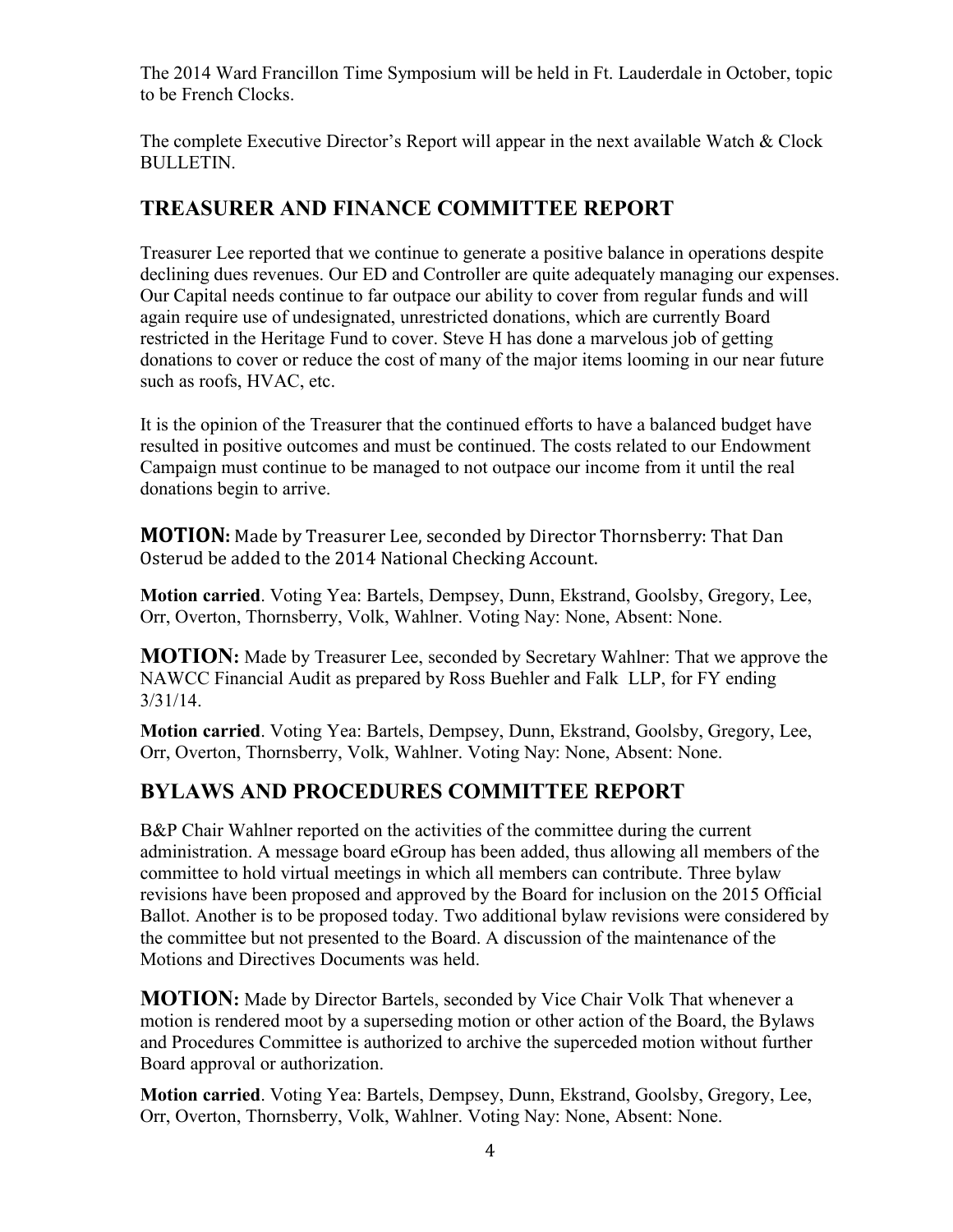The 2014 Ward Francillon Time Symposium will be held in Ft. Lauderdale in October, topic to be French Clocks.

The complete Executive Director's Report will appear in the next available Watch & Clock BULLETIN.

## TREASURER AND FINANCE COMMITTEE REPORT

Treasurer Lee reported that we continue to generate a positive balance in operations despite declining dues revenues. Our ED and Controller are quite adequately managing our expenses. Our Capital needs continue to far outpace our ability to cover from regular funds and will again require use of undesignated, unrestricted donations, which are currently Board restricted in the Heritage Fund to cover. Steve H has done a marvelous job of getting donations to cover or reduce the cost of many of the major items looming in our near future such as roofs, HVAC, etc.

It is the opinion of the Treasurer that the continued efforts to have a balanced budget have resulted in positive outcomes and must be continued. The costs related to our Endowment Campaign must continue to be managed to not outpace our income from it until the real donations begin to arrive.

**MOTION:** Made by Treasurer Lee, seconded by Director Thornsberry: That Dan Osterud be added to the 2014 National Checking Account.

**Motion carried**. Voting Yea: Bartels, Dempsey, Dunn, Ekstrand, Goolsby, Gregory, Lee, Orr, Overton, Thornsberry, Volk, Wahlner. Voting Nay: None, Absent: None.

**MOTION:** Made by Treasurer Lee, seconded by Secretary Wahlner: That we approve the NAWCC Financial Audit as prepared by Ross Buehler and Falk LLP, for FY ending 3/31/14.

**Motion carried**. Voting Yea: Bartels, Dempsey, Dunn, Ekstrand, Goolsby, Gregory, Lee, Orr, Overton, Thornsberry, Volk, Wahlner. Voting Nay: None, Absent: None.

## BYLAWS AND PROCEDURES COMMITTEE REPORT

B&P Chair Wahlner reported on the activities of the committee during the current administration. A message board eGroup has been added, thus allowing all members of the committee to hold virtual meetings in which all members can contribute. Three bylaw revisions have been proposed and approved by the Board for inclusion on the 2015 Official Ballot. Another is to be proposed today. Two additional bylaw revisions were considered by the committee but not presented to the Board. A discussion of the maintenance of the Motions and Directives Documents was held.

**MOTION:** Made by Director Bartels, seconded by Vice Chair Volk That whenever a motion is rendered moot by a superseding motion or other action of the Board, the Bylaws and Procedures Committee is authorized to archive the superceded motion without further Board approval or authorization.

**Motion carried**. Voting Yea: Bartels, Dempsey, Dunn, Ekstrand, Goolsby, Gregory, Lee, Orr, Overton, Thornsberry, Volk, Wahlner. Voting Nay: None, Absent: None.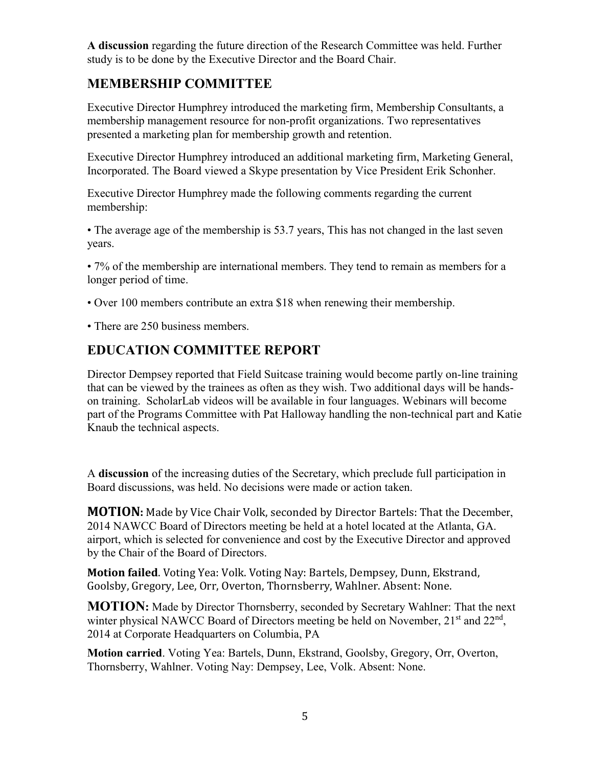**A discussion** regarding the future direction of the Research Committee was held. Further study is to be done by the Executive Director and the Board Chair.

## MEMBERSHIP COMMITTEE

Executive Director Humphrey introduced the marketing firm, Membership Consultants, a membership management resource for non-profit organizations. Two representatives presented a marketing plan for membership growth and retention.

Executive Director Humphrey introduced an additional marketing firm, Marketing General, Incorporated. The Board viewed a Skype presentation by Vice President Erik Schonher.

Executive Director Humphrey made the following comments regarding the current membership:

- The average age of the membership is 53.7 years, This has not changed in the last seven years.
- 7% of the membership are international members. They tend to remain as members for a longer period of time.
- Over 100 members contribute an extra $18 when renewing their membership.
- There are 250 business members.

## EDUCATION COMMITTEE REPORT

Director Dempsey reported that Field Suitcase training would become partly on-line training that can be viewed by the trainees as often as they wish. Two additional days will be hands-on training. ScholarLab videos will be available in four languages. Webinars will become part of the Programs Committee with Pat Halloway handling the non-technical part and Katie Knaub the technical aspects.

A **discussion** of the increasing duties of the Secretary, which preclude full participation in Board discussions, was held. No decisions were made or action taken.

**MOTION:** Made by Vice Chair Volk, seconded by Director Bartels: That the December, 2014 NAWCC Board of Directors meeting be held at a hotel located at the Atlanta, GA. airport, which is selected for convenience and cost by the Executive Director and approved by the Chair of the Board of Directors.

**Motion failed**. Voting Yea: Volk. Voting Nay: Bartels, Dempsey, Dunn, Ekstrand, Goolsby, Gregory, Lee, Orr, Overton, Thornsberry, Wahlner. Absent: None.

**MOTION:** Made by Director Thornsberry, seconded by Secretary Wahlner: That the next winter physical NAWCC Board of Directors meeting be held on November, 21st and 22nd, 2014 at Corporate Headquarters on Columbia, PA

**Motion carried**. Voting Yea: Bartels, Dunn, Ekstrand, Goolsby, Gregory, Orr, Overton, Thornsberry, Wahlner. Voting Nay: Dempsey, Lee, Volk. Absent: None.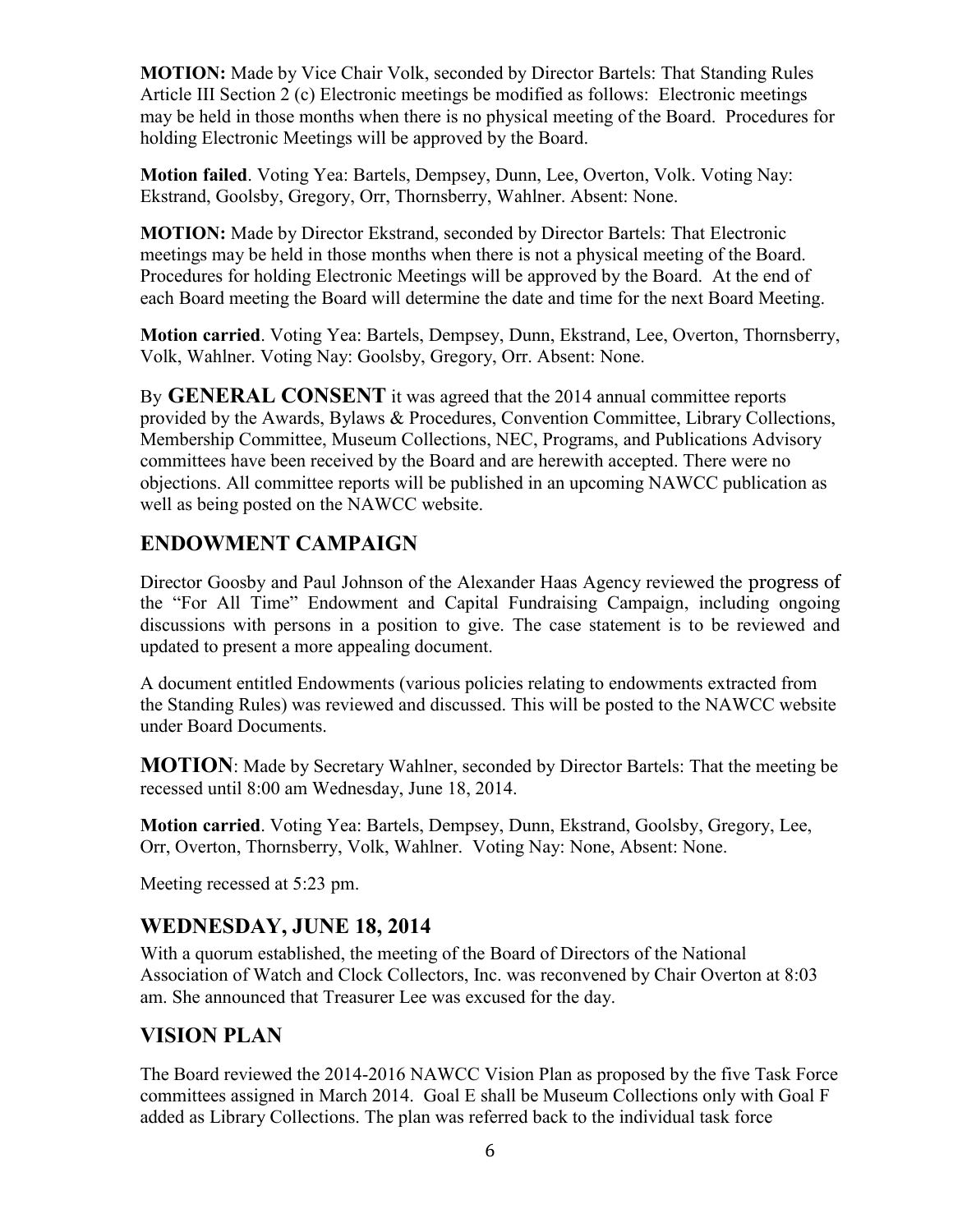**MOTION:** Made by Vice Chair Volk, seconded by Director Bartels: That Standing Rules Article III Section 2 (c) Electronic meetings be modified as follows: Electronic meetings may be held in those months when there is no physical meeting of the Board. Procedures for holding Electronic Meetings will be approved by the Board.

**Motion failed**. Voting Yea: Bartels, Dempsey, Dunn, Lee, Overton, Volk. Voting Nay: Ekstrand, Goolsby, Gregory, Orr, Thornsberry, Wahlner. Absent: None.

**MOTION:** Made by Director Ekstrand, seconded by Director Bartels: That Electronic meetings may be held in those months when there is not a physical meeting of the Board. Procedures for holding Electronic Meetings will be approved by the Board. At the end of each Board meeting the Board will determine the date and time for the next Board Meeting.

**Motion carried**. Voting Yea: Bartels, Dempsey, Dunn, Ekstrand, Lee, Overton, Thornsberry, Volk, Wahlner. Voting Nay: Goolsby, Gregory, Orr. Absent: None.

By **GENERAL CONSENT** it was agreed that the 2014 annual committee reports provided by the Awards, Bylaws & Procedures, Convention Committee, Library Collections, Membership Committee, Museum Collections, NEC, Programs, and Publications Advisory committees have been received by the Board and are herewith accepted. There were no objections. All committee reports will be published in an upcoming NAWCC publication as well as being posted on the NAWCC website.

## ENDOWMENT CAMPAIGN

Director Goosby and Paul Johnson of the Alexander Haas Agency reviewed the progress of the "For All Time" Endowment and Capital Fundraising Campaign, including ongoing discussions with persons in a position to give. The case statement is to be reviewed and updated to present a more appealing document.

A document entitled Endowments (various policies relating to endowments extracted from the Standing Rules) was reviewed and discussed. This will be posted to the NAWCC website under Board Documents.

**MOTION**: Made by Secretary Wahlner, seconded by Director Bartels: That the meeting be recessed until 8:00 am Wednesday, June 18, 2014.

**Motion carried**. Voting Yea: Bartels, Dempsey, Dunn, Ekstrand, Goolsby, Gregory, Lee, Orr, Overton, Thornsberry, Volk, Wahlner. Voting Nay: None, Absent: None.

Meeting recessed at 5:23 pm.

## WEDNESDAY, JUNE 18, 2014

With a quorum established, the meeting of the Board of Directors of the National Association of Watch and Clock Collectors, Inc. was reconvened by Chair Overton at 8:03 am. She announced that Treasurer Lee was excused for the day.

## VISION PLAN

The Board reviewed the 2014-2016 NAWCC Vision Plan as proposed by the five Task Force committees assigned in March 2014. Goal E shall be Museum Collections only with Goal F added as Library Collections. The plan was referred back to the individual task force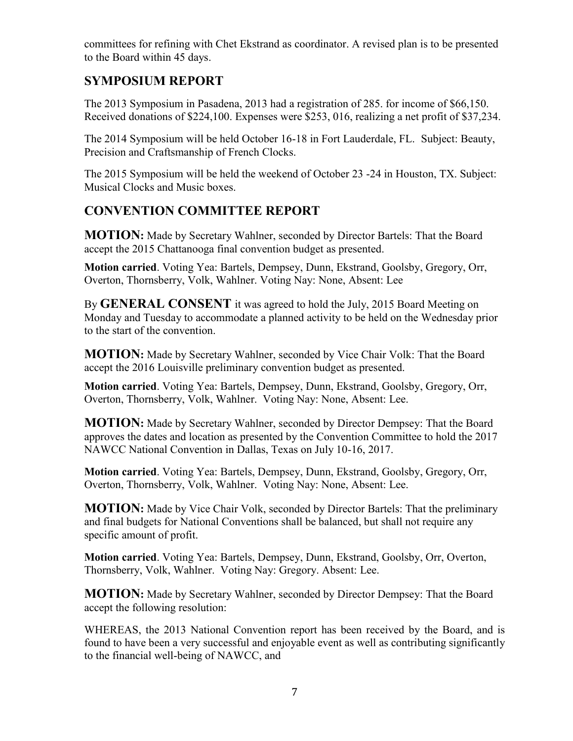committees for refining with Chet Ekstrand as coordinator. A revised plan is to be presented to the Board within 45 days.

## SYMPOSIUM REPORT

The 2013 Symposium in Pasadena, 2013 had a registration of 285. for income of $66,150. Received donations of $224,100. Expenses were $253, 016, realizing a net profit of $37,234.

The 2014 Symposium will be held October 16-18 in Fort Lauderdale, FL. Subject: Beauty, Precision and Craftsmanship of French Clocks.

The 2015 Symposium will be held the weekend of October 23 -24 in Houston, TX. Subject: Musical Clocks and Music boxes.

## CONVENTION COMMITTEE REPORT

**MOTION:** Made by Secretary Wahlner, seconded by Director Bartels: That the Board accept the 2015 Chattanooga final convention budget as presented.

**Motion carried**. Voting Yea: Bartels, Dempsey, Dunn, Ekstrand, Goolsby, Gregory, Orr, Overton, Thornsberry, Volk, Wahlner. Voting Nay: None, Absent: Lee

By **GENERAL CONSENT** it was agreed to hold the July, 2015 Board Meeting on Monday and Tuesday to accommodate a planned activity to be held on the Wednesday prior to the start of the convention.

**MOTION:** Made by Secretary Wahlner, seconded by Vice Chair Volk: That the Board accept the 2016 Louisville preliminary convention budget as presented.

**Motion carried**. Voting Yea: Bartels, Dempsey, Dunn, Ekstrand, Goolsby, Gregory, Orr, Overton, Thornsberry, Volk, Wahlner. Voting Nay: None, Absent: Lee.

**MOTION:** Made by Secretary Wahlner, seconded by Director Dempsey: That the Board approves the dates and location as presented by the Convention Committee to hold the 2017 NAWCC National Convention in Dallas, Texas on July 10-16, 2017.

**Motion carried**. Voting Yea: Bartels, Dempsey, Dunn, Ekstrand, Goolsby, Gregory, Orr, Overton, Thornsberry, Volk, Wahlner. Voting Nay: None, Absent: Lee.

**MOTION:** Made by Vice Chair Volk, seconded by Director Bartels: That the preliminary and final budgets for National Conventions shall be balanced, but shall not require any specific amount of profit.

**Motion carried**. Voting Yea: Bartels, Dempsey, Dunn, Ekstrand, Goolsby, Orr, Overton, Thornsberry, Volk, Wahlner. Voting Nay: Gregory. Absent: Lee.

**MOTION:** Made by Secretary Wahlner, seconded by Director Dempsey: That the Board accept the following resolution:

WHEREAS, the 2013 National Convention report has been received by the Board, and is found to have been a very successful and enjoyable event as well as contributing significantly to the financial well-being of NAWCC, and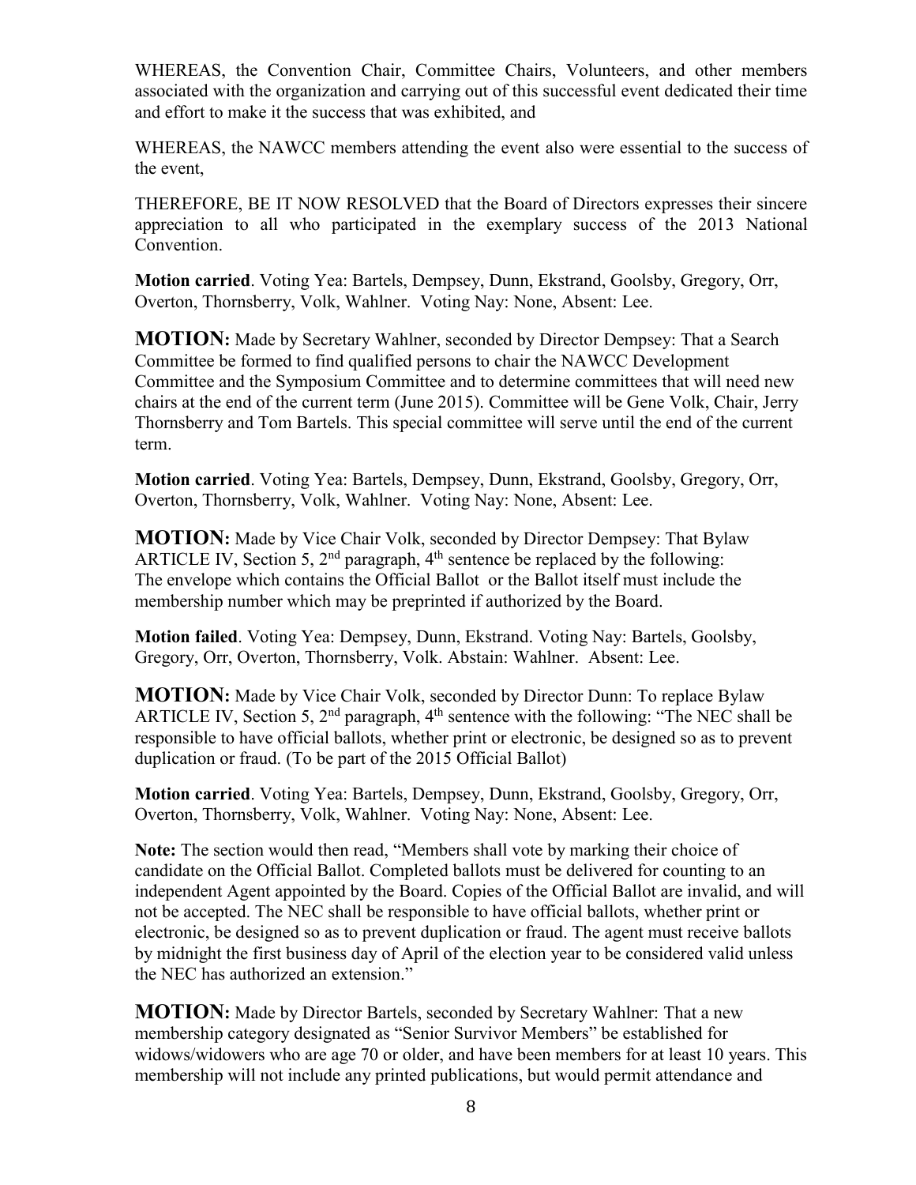WHEREAS, the Convention Chair, Committee Chairs, Volunteers, and other members associated with the organization and carrying out of this successful event dedicated their time and effort to make it the success that was exhibited, and

WHEREAS, the NAWCC members attending the event also were essential to the success of the event,

THEREFORE, BE IT NOW RESOLVED that the Board of Directors expresses their sincere appreciation to all who participated in the exemplary success of the 2013 National Convention.

**Motion carried**. Voting Yea: Bartels, Dempsey, Dunn, Ekstrand, Goolsby, Gregory, Orr, Overton, Thornsberry, Volk, Wahlner. Voting Nay: None, Absent: Lee.

**MOTION:** Made by Secretary Wahlner, seconded by Director Dempsey: That a Search Committee be formed to find qualified persons to chair the NAWCC Development Committee and the Symposium Committee and to determine committees that will need new chairs at the end of the current term (June 2015). Committee will be Gene Volk, Chair, Jerry Thornsberry and Tom Bartels. This special committee will serve until the end of the current term.

**Motion carried**. Voting Yea: Bartels, Dempsey, Dunn, Ekstrand, Goolsby, Gregory, Orr, Overton, Thornsberry, Volk, Wahlner. Voting Nay: None, Absent: Lee.

**MOTION:** Made by Vice Chair Volk, seconded by Director Dempsey: That Bylaw ARTICLE IV, Section 5, 2nd paragraph, 4th sentence be replaced by the following: The envelope which contains the Official Ballot or the Ballot itself must include the membership number which may be preprinted if authorized by the Board.

**Motion failed**. Voting Yea: Dempsey, Dunn, Ekstrand. Voting Nay: Bartels, Goolsby, Gregory, Orr, Overton, Thornsberry, Volk. Abstain: Wahlner. Absent: Lee.

**MOTION:** Made by Vice Chair Volk, seconded by Director Dunn: To replace Bylaw ARTICLE IV, Section 5, 2nd paragraph, 4th sentence with the following: "The NEC shall be responsible to have official ballots, whether print or electronic, be designed so as to prevent duplication or fraud. (To be part of the 2015 Official Ballot)

**Motion carried**. Voting Yea: Bartels, Dempsey, Dunn, Ekstrand, Goolsby, Gregory, Orr, Overton, Thornsberry, Volk, Wahlner. Voting Nay: None, Absent: Lee.

**Note:** The section would then read, "Members shall vote by marking their choice of candidate on the Official Ballot. Completed ballots must be delivered for counting to an independent Agent appointed by the Board. Copies of the Official Ballot are invalid, and will not be accepted. The NEC shall be responsible to have official ballots, whether print or electronic, be designed so as to prevent duplication or fraud. The agent must receive ballots by midnight the first business day of April of the election year to be considered valid unless the NEC has authorized an extension."

**MOTION:** Made by Director Bartels, seconded by Secretary Wahlner: That a new membership category designated as "Senior Survivor Members" be established for widows/widowers who are age 70 or older, and have been members for at least 10 years. This membership will not include any printed publications, but would permit attendance and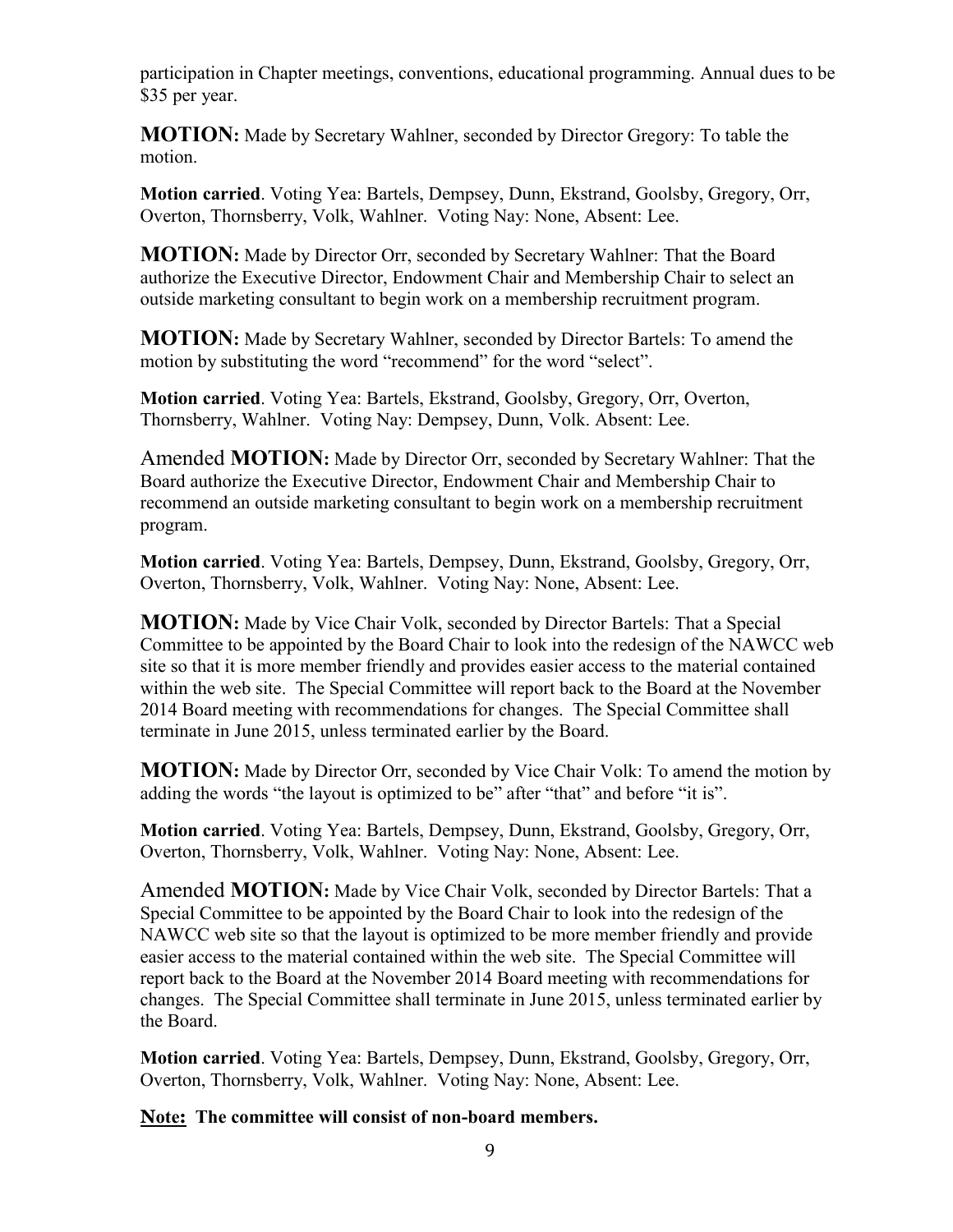participation in Chapter meetings, conventions, educational programming. Annual dues to be $35 per year.

**MOTION:** Made by Secretary Wahlner, seconded by Director Gregory: To table the motion.

**Motion carried**. Voting Yea: Bartels, Dempsey, Dunn, Ekstrand, Goolsby, Gregory, Orr, Overton, Thornsberry, Volk, Wahlner. Voting Nay: None, Absent: Lee.

**MOTION:** Made by Director Orr, seconded by Secretary Wahlner: That the Board authorize the Executive Director, Endowment Chair and Membership Chair to select an outside marketing consultant to begin work on a membership recruitment program.

**MOTION:** Made by Secretary Wahlner, seconded by Director Bartels: To amend the motion by substituting the word "recommend" for the word "select".

**Motion carried**. Voting Yea: Bartels, Ekstrand, Goolsby, Gregory, Orr, Overton, Thornsberry, Wahlner. Voting Nay: Dempsey, Dunn, Volk. Absent: Lee.

Amended **MOTION:** Made by Director Orr, seconded by Secretary Wahlner: That the Board authorize the Executive Director, Endowment Chair and Membership Chair to recommend an outside marketing consultant to begin work on a membership recruitment program.

**Motion carried**. Voting Yea: Bartels, Dempsey, Dunn, Ekstrand, Goolsby, Gregory, Orr, Overton, Thornsberry, Volk, Wahlner. Voting Nay: None, Absent: Lee.

**MOTION:** Made by Vice Chair Volk, seconded by Director Bartels: That a Special Committee to be appointed by the Board Chair to look into the redesign of the NAWCC web site so that it is more member friendly and provides easier access to the material contained within the web site. The Special Committee will report back to the Board at the November 2014 Board meeting with recommendations for changes. The Special Committee shall terminate in June 2015, unless terminated earlier by the Board.

**MOTION:** Made by Director Orr, seconded by Vice Chair Volk: To amend the motion by adding the words "the layout is optimized to be" after "that" and before "it is".

**Motion carried**. Voting Yea: Bartels, Dempsey, Dunn, Ekstrand, Goolsby, Gregory, Orr, Overton, Thornsberry, Volk, Wahlner. Voting Nay: None, Absent: Lee.

Amended **MOTION:** Made by Vice Chair Volk, seconded by Director Bartels: That a Special Committee to be appointed by the Board Chair to look into the redesign of the NAWCC web site so that the layout is optimized to be more member friendly and provide easier access to the material contained within the web site. The Special Committee will report back to the Board at the November 2014 Board meeting with recommendations for changes. The Special Committee shall terminate in June 2015, unless terminated earlier by the Board.

**Motion carried**. Voting Yea: Bartels, Dempsey, Dunn, Ekstrand, Goolsby, Gregory, Orr, Overton, Thornsberry, Volk, Wahlner. Voting Nay: None, Absent: Lee.

**Note: The committee will consist of non-board members.**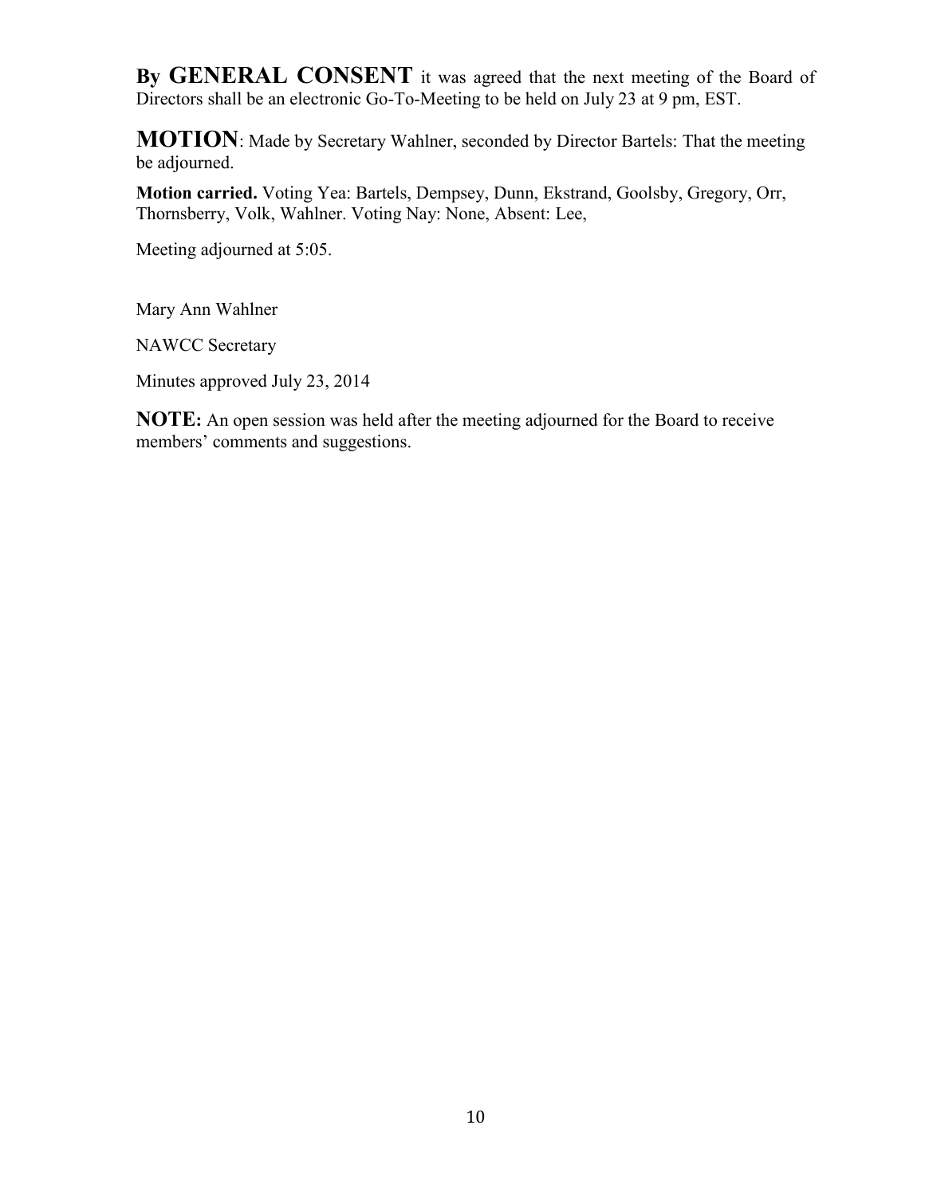**By GENERAL CONSENT** it was agreed that the next meeting of the Board of Directors shall be an electronic Go-To-Meeting to be held on July 23 at 9 pm, EST.

**MOTION**: Made by Secretary Wahlner, seconded by Director Bartels: That the meeting be adjourned.

**Motion carried.** Voting Yea: Bartels, Dempsey, Dunn, Ekstrand, Goolsby, Gregory, Orr, Thornsberry, Volk, Wahlner. Voting Nay: None, Absent: Lee,

Meeting adjourned at 5:05.

Mary Ann Wahlner

NAWCC Secretary

Minutes approved July 23, 2014

**NOTE:** An open session was held after the meeting adjourned for the Board to receive members' comments and suggestions.